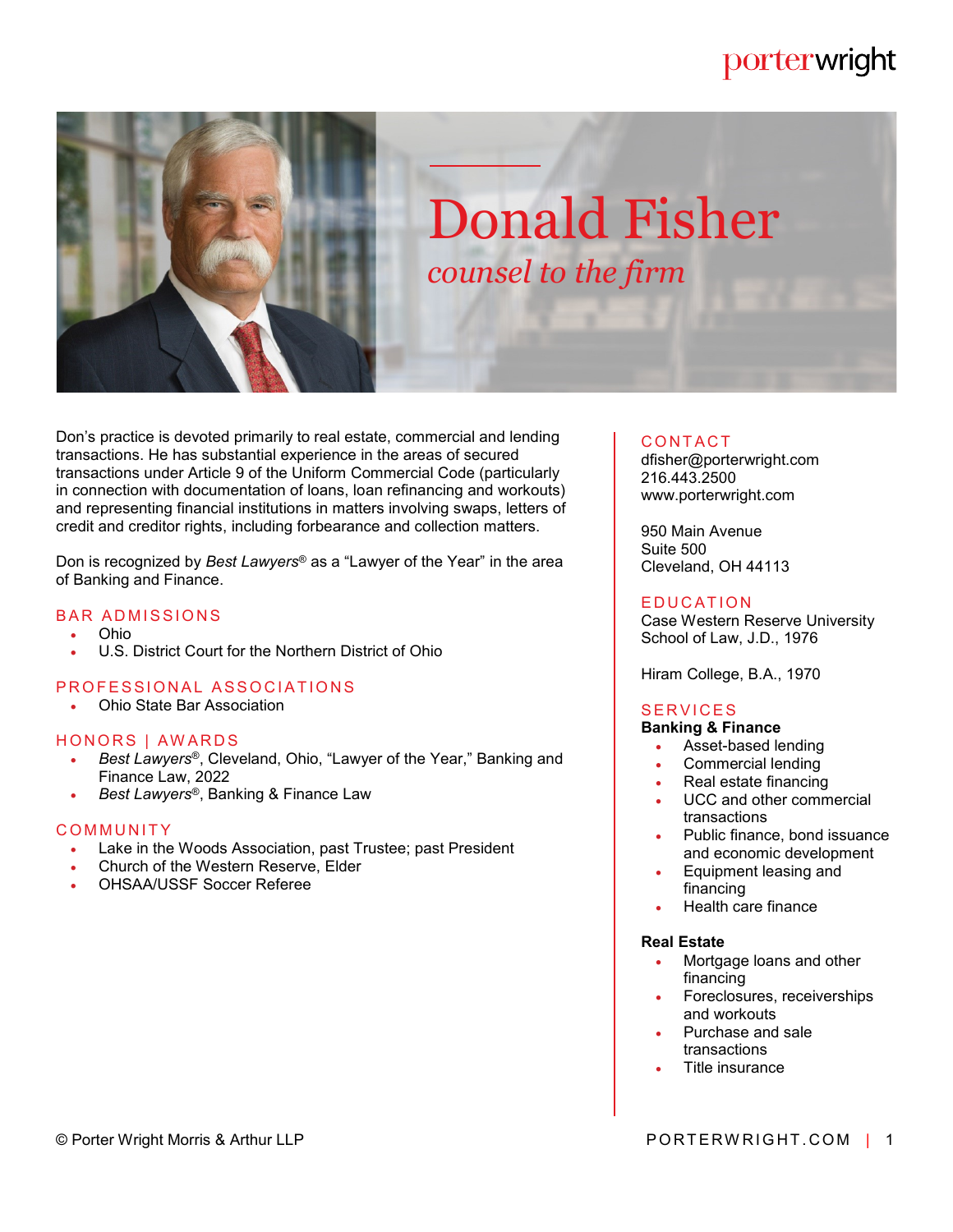porterwright

# Donald Fisher

*counsel to the firm*

Don's practice is devoted primarily to real estate, commercial and lending transactions. He has substantial experience in the areas of secured transactions under Article 9 of the Uniform Commercial Code (particularly in connection with documentation of loans, loan refinancing and workouts) and representing financial institutions in matters involving swaps, letters of credit and creditor rights, including forbearance and collection matters.

Don is recognized by *Best Lawyers*® as a "Lawyer of the Year" in the area of Banking and Finance.

## BAR ADMISSIONS

- Ohio
- U.S. District Court for the Northern District of Ohio

## PROFESSIONAL ASSOCIATIONS

- Ohio State Bar Association

## HONORS | AWARDS

- *Best Lawyers*®, Cleveland, Ohio, "Lawyer of the Year," Banking and Finance Law, 2022
- *Best Lawyers*®, Banking & Finance Law

## COMMUNITY

- Lake in the Woods Association, past Trustee; past President
- Church of the Western Reserve, Elder
- OHSAA/USSF Soccer Referee

## CONTACT

dfisher@porterwright.com
216.443.2500
www.porterwright.com

950 Main Avenue
Suite 500
Cleveland, OH 44113

## EDUCATION

Case Western Reserve University School of Law, J.D., 1976

Hiram College, B.A., 1970

## SERVICES

**Banking & Finance**

- Asset-based lending
- Commercial lending
- Real estate financing
- UCC and other commercial transactions
- Public finance, bond issuance and economic development
- Equipment leasing and financing
- Health care finance

**Real Estate**

- Mortgage loans and other financing
- Foreclosures, receiverships and workouts
- Purchase and sale transactions
- Title insurance

© Porter Wright Morris & Arthur LLP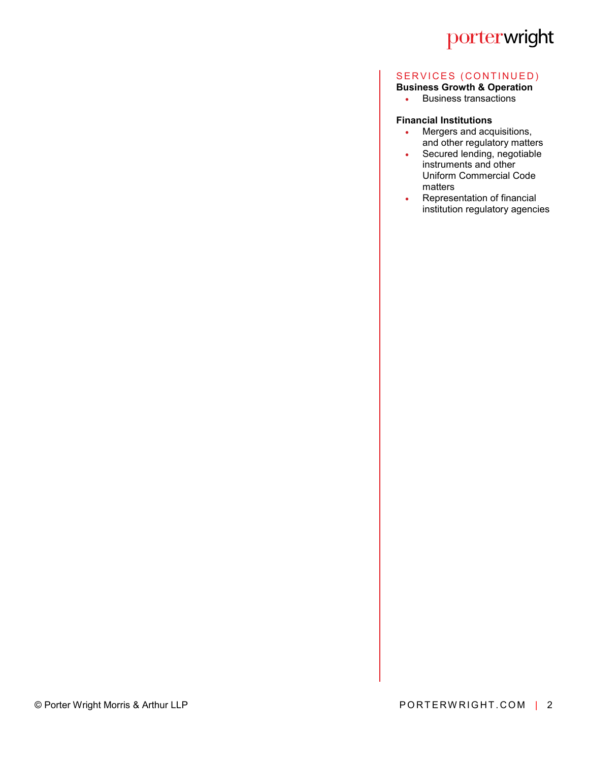## SERVICES (CONTINUED)

**Business Growth & Operation**

- Business transactions

**Financial Institutions**

- Mergers and acquisitions, and other regulatory matters
- Secured lending, negotiable instruments and other Uniform Commercial Code matters
- Representation of financial institution regulatory agencies